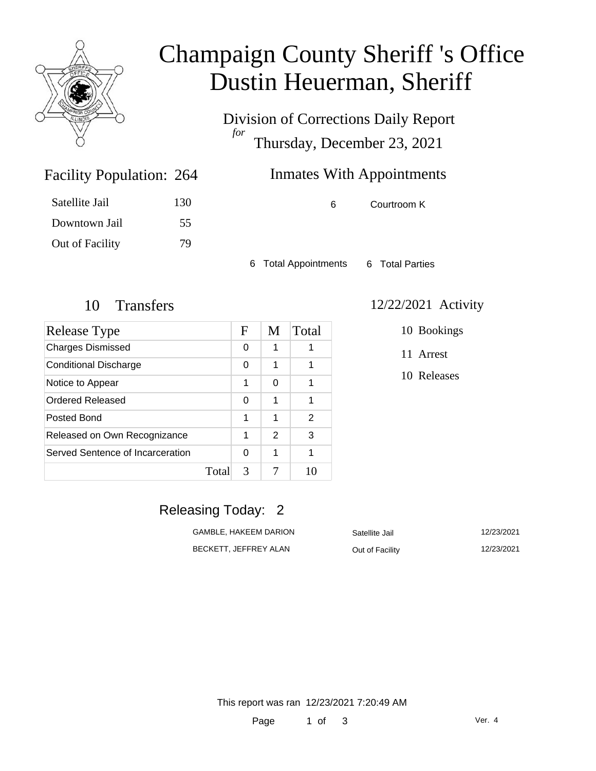# Champaign County Sheriff 's Office
# Dustin Heuerman, Sheriff

Division of Corrections Daily Report
*for*
Thursday, December 23, 2021

## Facility Population: 264

| | |
|---|---|
| Satellite Jail | 130 |
| Downtown Jail | 55 |
| Out of Facility | 79 |

## Inmates With Appointments

| | |
|---|---|
| 6 | Courtroom K |

6 Total Appointments 6 Total Parties

## 10 Transfers

| Release Type | F | M | Total |
|---|---|---|---|
| Charges Dismissed | 0 | 1 | 1 |
| Conditional Discharge | 0 | 1 | 1 |
| Notice to Appear | 1 | 0 | 1 |
| Ordered Released | 0 | 1 | 1 |
| Posted Bond | 1 | 1 | 2 |
| Released on Own Recognizance | 1 | 2 | 3 |
| Served Sentence of Incarceration | 0 | 1 | 1 |
| Total | 3 | 7 | 10 |

## 12/22/2021 Activity

- 10 Bookings
- 11 Arrest
- 10 Releases

## Releasing Today: 2

| | | |
|---|---|---|
| GAMBLE, HAKEEM DARION | Satellite Jail | 12/23/2021 |
| BECKETT, JEFFREY ALAN | Out of Facility | 12/23/2021 |

This report was ran 12/23/2021 7:20:49 AM

Ver. 4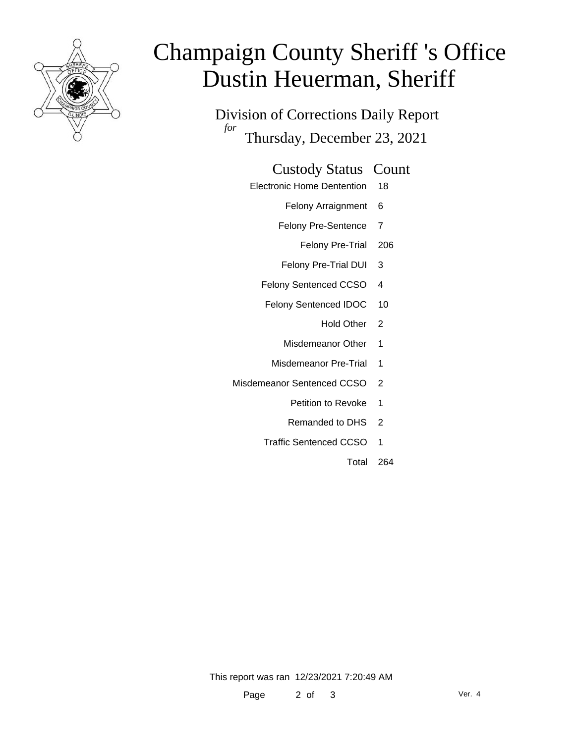# Champaign County Sheriff 's Office
# Dustin Heuerman, Sheriff

Division of Corrections Daily Report
*for*
Thursday, December 23, 2021

| Custody Status | Count |
|---|---|
| Electronic Home Dentention | 18 |
| Felony Arraignment | 6 |
| Felony Pre-Sentence | 7 |
| Felony Pre-Trial | 206 |
| Felony Pre-Trial DUI | 3 |
| Felony Sentenced CCSO | 4 |
| Felony Sentenced IDOC | 10 |
| Hold Other | 2 |
| Misdemeanor Other | 1 |
| Misdemeanor Pre-Trial | 1 |
| Misdemeanor Sentenced CCSO | 2 |
| Petition to Revoke | 1 |
| Remanded to DHS | 2 |
| Traffic Sentenced CCSO | 1 |
| Total | 264 |

This report was ran 12/23/2021 7:20:49 AM

Ver. 4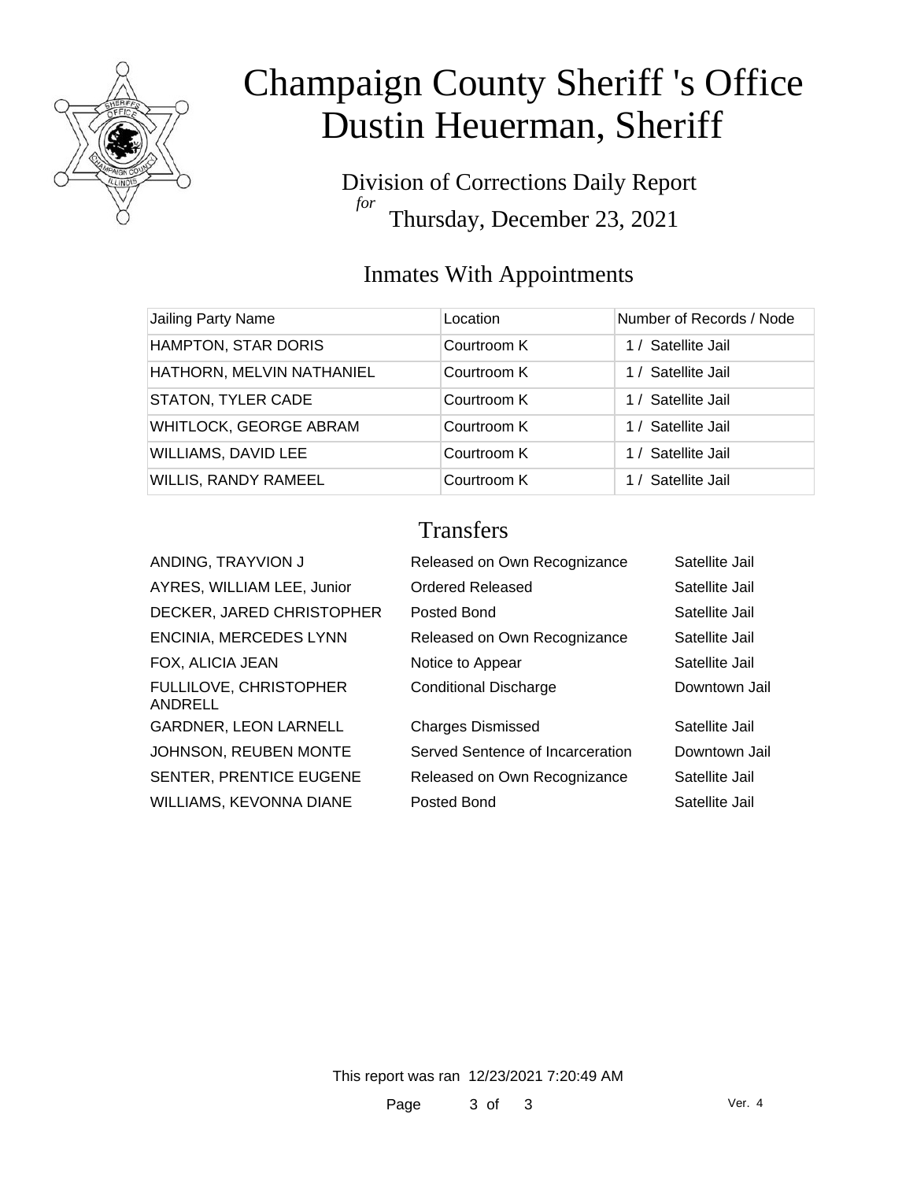# Champaign County Sheriff 's Office
# Dustin Heuerman, Sheriff

Division of Corrections Daily Report
*for*
Thursday, December 23, 2021

## Inmates With Appointments

| Jailing Party Name | Location | Number of Records / Node |
|---|---|---|
| HAMPTON, STAR DORIS | Courtroom K | 1 / Satellite Jail |
| HATHORN, MELVIN NATHANIEL | Courtroom K | 1 / Satellite Jail |
| STATON, TYLER CADE | Courtroom K | 1 / Satellite Jail |
| WHITLOCK, GEORGE ABRAM | Courtroom K | 1 / Satellite Jail |
| WILLIAMS, DAVID LEE | Courtroom K | 1 / Satellite Jail |
| WILLIS, RANDY RAMEEL | Courtroom K | 1 / Satellite Jail |

## Transfers

| | | |
|---|---|---|
| ANDING, TRAYVION J | Released on Own Recognizance | Satellite Jail |
| AYRES, WILLIAM LEE, Junior | Ordered Released | Satellite Jail |
| DECKER, JARED CHRISTOPHER | Posted Bond | Satellite Jail |
| ENCINIA, MERCEDES LYNN | Released on Own Recognizance | Satellite Jail |
| FOX, ALICIA JEAN | Notice to Appear | Satellite Jail |
| FULLILOVE, CHRISTOPHER ANDRELL | Conditional Discharge | Downtown Jail |
| GARDNER, LEON LARNELL | Charges Dismissed | Satellite Jail |
| JOHNSON, REUBEN MONTE | Served Sentence of Incarceration | Downtown Jail |
| SENTER, PRENTICE EUGENE | Released on Own Recognizance | Satellite Jail |
| WILLIAMS, KEVONNA DIANE | Posted Bond | Satellite Jail |

This report was ran 12/23/2021 7:20:49 AM

Ver. 4